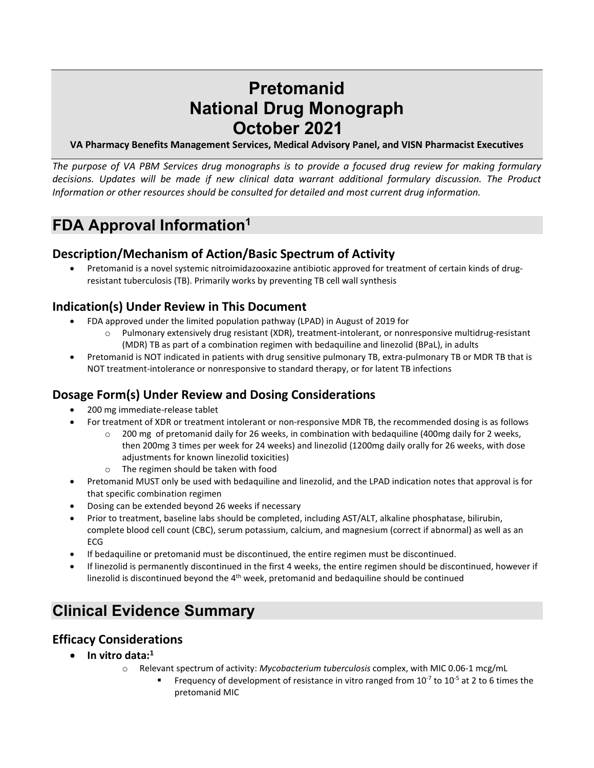# Pretomanid National Drug Monograph October 2021

**VA Pharmacy Benefits Management Services, Medical Advisory Panel, and VISN Pharmacist Executives**

*The purpose of VA PBM Services drug monographs is to provide a focused drug review for making formulary decisions. Updates will be made if new clinical data warrant additional formulary discussion. The Product Information or other resources should be consulted for detailed and most current drug information.*

## FDA Approval Information[1]

### Description/Mechanism of Action/Basic Spectrum of Activity

- Pretomanid is a novel systemic nitroimidazooxazine antibiotic approved for treatment of certain kinds of drug-resistant tuberculosis (TB). Primarily works by preventing TB cell wall synthesis

### Indication(s) Under Review in This Document

- FDA approved under the limited population pathway (LPAD) in August of 2019 for
  - Pulmonary extensively drug resistant (XDR), treatment-intolerant, or nonresponsive multidrug-resistant (MDR) TB as part of a combination regimen with bedaquiline and linezolid (BPaL), in adults
- Pretomanid is NOT indicated in patients with drug sensitive pulmonary TB, extra-pulmonary TB or MDR TB that is NOT treatment-intolerance or nonresponsive to standard therapy, or for latent TB infections

### Dosage Form(s) Under Review and Dosing Considerations

- 200 mg immediate-release tablet
- For treatment of XDR or treatment intolerant or non-responsive MDR TB, the recommended dosing is as follows
  - 200 mg of pretomanid daily for 26 weeks, in combination with bedaquiline (400mg daily for 2 weeks, then 200mg 3 times per week for 24 weeks) and linezolid (1200mg daily orally for 26 weeks, with dose adjustments for known linezolid toxicities)
  - The regimen should be taken with food
- Pretomanid MUST only be used with bedaquiline and linezolid, and the LPAD indication notes that approval is for that specific combination regimen
- Dosing can be extended beyond 26 weeks if necessary
- Prior to treatment, baseline labs should be completed, including AST/ALT, alkaline phosphatase, bilirubin, complete blood cell count (CBC), serum potassium, calcium, and magnesium (correct if abnormal) as well as an ECG
- If bedaquiline or pretomanid must be discontinued, the entire regimen must be discontinued.
- If linezolid is permanently discontinued in the first 4 weeks, the entire regimen should be discontinued, however if linezolid is discontinued beyond the 4th week, pretomanid and bedaquiline should be continued

## Clinical Evidence Summary

### Efficacy Considerations

- **In vitro data:[1]**
  - Relevant spectrum of activity: *Mycobacterium tuberculosis* complex, with MIC 0.06-1 mcg/mL
    - Frequency of development of resistance in vitro ranged from $10^{-7}$ to $10^{-5}$ at 2 to 6 times the pretomanid MIC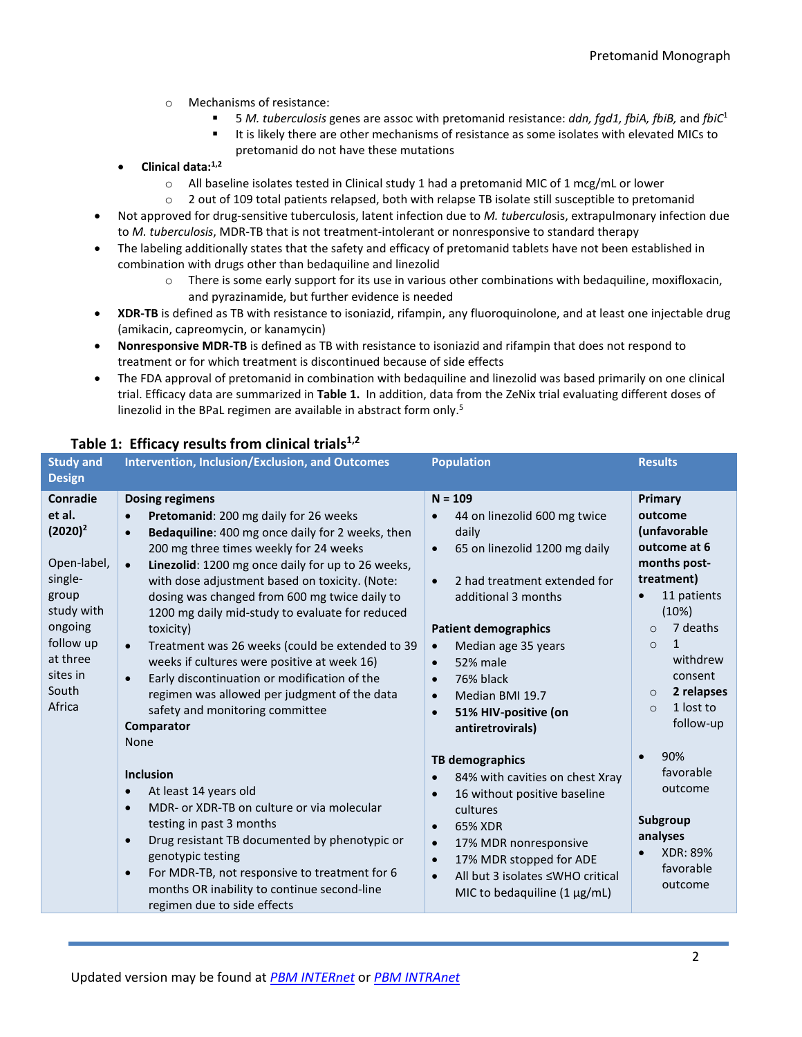- Mechanisms of resistance:
  - 5 *M. tuberculosis* genes are assoc with pretomanid resistance: *ddn, fgd1, fbiA, fbiB,* and *fbiC*[1]
  - It is likely there are other mechanisms of resistance as some isolates with elevated MICs to pretomanid do not have these mutations
- **Clinical data:**[1,2]
  - All baseline isolates tested in Clinical study 1 had a pretomanid MIC of 1 mcg/mL or lower
  - 2 out of 109 total patients relapsed, both with relapse TB isolate still susceptible to pretomanid

- Not approved for drug-sensitive tuberculosis, latent infection due to *M. tuberculosis*, extrapulmonary infection due to *M. tuberculosis*, MDR-TB that is not treatment-intolerant or nonresponsive to standard therapy
- The labeling additionally states that the safety and efficacy of pretomanid tablets have not been established in combination with drugs other than bedaquiline and linezolid
  - There is some early support for its use in various other combinations with bedaquiline, moxifloxacin, and pyrazinamide, but further evidence is needed
- **XDR-TB** is defined as TB with resistance to isoniazid, rifampin, any fluoroquinolone, and at least one injectable drug (amikacin, capreomycin, or kanamycin)
- **Nonresponsive MDR-TB** is defined as TB with resistance to isoniazid and rifampin that does not respond to treatment or for which treatment is discontinued because of side effects
- The FDA approval of pretomanid in combination with bedaquiline and linezolid was based primarily on one clinical trial. Efficacy data are summarized in **Table 1.** In addition, data from the ZeNix trial evaluating different doses of linezolid in the BPaL regimen are available in abstract form only.[5]

**Table 1: Efficacy results from clinical trials[1,2]**

| Study and Design | Intervention, Inclusion/Exclusion, and Outcomes | Population | Results |
|---|---|---|---|
| **Conradie et al. (2020)**[2]<br><br>Open-label, single-group study with ongoing follow up at three sites in South Africa | **Dosing regimens**<br>• **Pretomanid**: 200 mg daily for 26 weeks<br>• **Bedaquiline**: 400 mg once daily for 2 weeks, then 200 mg three times weekly for 24 weeks<br>• **Linezolid**: 1200 mg once daily for up to 26 weeks, with dose adjustment based on toxicity. (Note: dosing was changed from 600 mg twice daily to 1200 mg daily mid-study to evaluate for reduced toxicity)<br>• Treatment was 26 weeks (could be extended to 39 weeks if cultures were positive at week 16)<br>• Early discontinuation or modification of the regimen was allowed per judgment of the data safety and monitoring committee<br>**Comparator**<br>None<br><br>**Inclusion**<br>• At least 14 years old<br>• MDR- or XDR-TB on culture or via molecular testing in past 3 months<br>• Drug resistant TB documented by phenotypic or genotypic testing<br>• For MDR-TB, not responsive to treatment for 6 months OR inability to continue second-line regimen due to side effects | **N = 109**<br>• 44 on linezolid 600 mg twice daily<br>• 65 on linezolid 1200 mg daily<br><br>• 2 had treatment extended for additional 3 months<br><br>**Patient demographics**<br>• Median age 35 years<br>• 52% male<br>• 76% black<br>• Median BMI 19.7<br>• **51% HIV-positive (on antiretrovirals)**<br><br>**TB demographics**<br>• 84% with cavities on chest Xray<br>• 16 without positive baseline cultures<br>• 65% XDR<br>• 17% MDR nonresponsive<br>• 17% MDR stopped for ADE<br>• All but 3 isolates ≤WHO critical MIC to bedaquiline (1 µg/mL) | **Primary outcome (unfavorable outcome at 6 months post-treatment)**<br>• 11 patients (10%)<br>  ○ 7 deaths<br>  ○ 1 withdrew consent<br>  ○ **2 relapses**<br>  ○ 1 lost to follow-up<br><br>• 90% favorable outcome<br><br>**Subgroup analyses**<br>• XDR: 89% favorable outcome |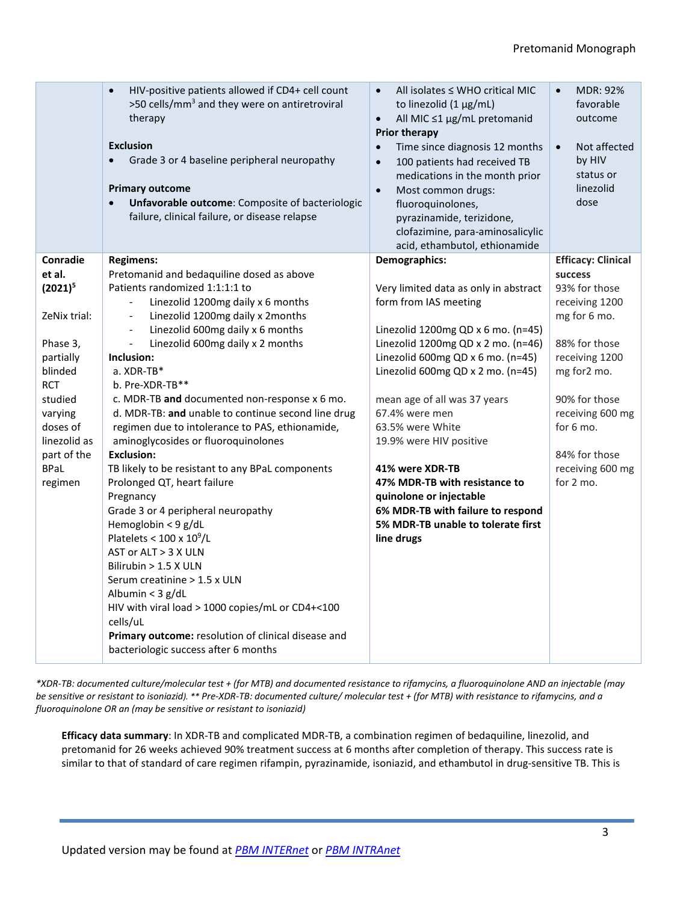| | | | |
|---|---|---|---|
| | • HIV-positive patients allowed if CD4+ cell count >50 cells/mm$^3$ and they were on antiretroviral therapy<br><br>**Exclusion**<br>• Grade 3 or 4 baseline peripheral neuropathy<br><br>**Primary outcome**<br>• **Unfavorable outcome**: Composite of bacteriologic failure, clinical failure, or disease relapse | • All isolates ≤ WHO critical MIC to linezolid (1 µg/mL)<br>• All MIC ≤1 µg/mL pretomanid<br>**Prior therapy**<br>• Time since diagnosis 12 months<br>• 100 patients had received TB medications in the month prior<br>• Most common drugs: fluoroquinolones, pyrazinamide, terizidone, clofazimine, para-aminosalicylic acid, ethambutol, ethionamide | • MDR: 92% favorable outcome<br><br>• Not affected by HIV status or linezolid dose |
| **Conradie et al. (2021)[5]**<br><br>ZeNix trial:<br><br>Phase 3, partially blinded RCT studied varying doses of linezolid as part of the BPaL regimen | **Regimens:**<br>Pretomanid and bedaquiline dosed as above<br>Patients randomized 1:1:1:1 to<br>- Linezolid 1200mg daily x 6 months<br>- Linezolid 1200mg daily x 2months<br>- Linezolid 600mg daily x 6 months<br>- Linezolid 600mg daily x 2 months<br>**Inclusion:**<br>a. XDR-TB*<br>b. Pre-XDR-TB**<br>c. MDR-TB **and** documented non-response x 6 mo.<br>d. MDR-TB: **and** unable to continue second line drug regimen due to intolerance to PAS, ethionamide, aminoglycosides or fluoroquinolones<br>**Exclusion:**<br>TB likely to be resistant to any BPaL components<br>Prolonged QT, heart failure<br>Pregnancy<br>Grade 3 or 4 peripheral neuropathy<br>Hemoglobin < 9 g/dL<br>Platelets < 100 x 10$^9$/L<br>AST or ALT > 3 X ULN<br>Bilirubin > 1.5 X ULN<br>Serum creatinine > 1.5 x ULN<br>Albumin < 3 g/dL<br>HIV with viral load > 1000 copies/mL or CD4+<100 cells/uL<br>**Primary outcome:** resolution of clinical disease and bacteriologic success after 6 months | **Demographics:**<br><br>Very limited data as only in abstract form from IAS meeting<br><br>Linezolid 1200mg QD x 6 mo. (n=45)<br>Linezolid 1200mg QD x 2 mo. (n=46)<br>Linezolid 600mg QD x 6 mo. (n=45)<br>Linezolid 600mg QD x 2 mo. (n=45)<br><br>mean age of all was 37 years<br>67.4% were men<br>63.5% were White<br>19.9% were HIV positive<br><br>**41% were XDR-TB**<br>**47% MDR-TB with resistance to quinolone or injectable**<br>**6% MDR-TB with failure to respond**<br>**5% MDR-TB unable to tolerate first line drugs** | **Efficacy: Clinical success**<br>93% for those receiving 1200 mg for 6 mo.<br><br>88% for those receiving 1200 mg for2 mo.<br><br>90% for those receiving 600 mg for 6 mo.<br><br>84% for those receiving 600 mg for 2 mo. |

*\*XDR-TB: documented culture/molecular test + (for MTB) and documented resistance to rifamycins, a fluoroquinolone AND an injectable (may be sensitive or resistant to isoniazid). \*\* Pre-XDR-TB: documented culture/ molecular test + (for MTB) with resistance to rifamycins, and a fluoroquinolone OR an (may be sensitive or resistant to isoniazid)*

**Efficacy data summary**: In XDR-TB and complicated MDR-TB, a combination regimen of bedaquiline, linezolid, and pretomanid for 26 weeks achieved 90% treatment success at 6 months after completion of therapy. This success rate is similar to that of standard of care regimen rifampin, pyrazinamide, isoniazid, and ethambutol in drug-sensitive TB. This is

Updated version may be found at [PBM INTERnet]() or [PBM INTRAnet]()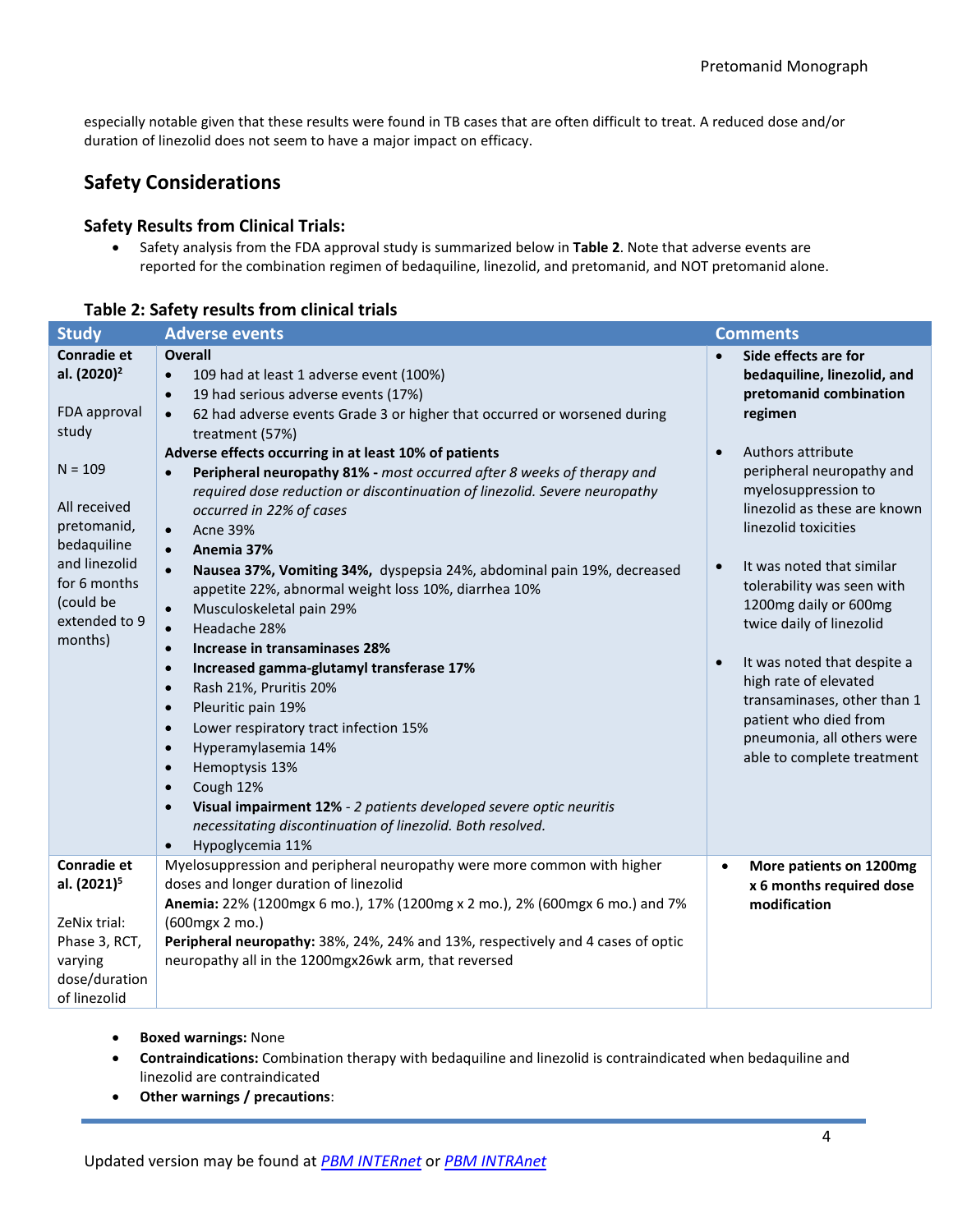especially notable given that these results were found in TB cases that are often difficult to treat. A reduced dose and/or duration of linezolid does not seem to have a major impact on efficacy.

## Safety Considerations

### Safety Results from Clinical Trials:

- Safety analysis from the FDA approval study is summarized below in **Table 2**. Note that adverse events are reported for the combination regimen of bedaquiline, linezolid, and pretomanid, and NOT pretomanid alone.

### Table 2: Safety results from clinical trials

| Study | Adverse events | Comments |
|---|---|---|
| **Conradie et al. (2020)[2]**<br><br>FDA approval study<br><br>N = 109<br><br>All received pretomanid, bedaquiline and linezolid for 6 months (could be extended to 9 months) | **Overall**<br>• 109 had at least 1 adverse event (100%)<br>• 19 had serious adverse events (17%)<br>• 62 had adverse events Grade 3 or higher that occurred or worsened during treatment (57%)<br>**Adverse effects occurring in at least 10% of patients**<br>• **Peripheral neuropathy 81% -** *most occurred after 8 weeks of therapy and required dose reduction or discontinuation of linezolid. Severe neuropathy occurred in 22% of cases*<br>• Acne 39%<br>• **Anemia 37%**<br>• **Nausea 37%, Vomiting 34%,** dyspepsia 24%, abdominal pain 19%, decreased appetite 22%, abnormal weight loss 10%, diarrhea 10%<br>• Musculoskeletal pain 29%<br>• Headache 28%<br>• **Increase in transaminases 28%**<br>• **Increased gamma-glutamyl transferase 17%**<br>• Rash 21%, Pruritis 20%<br>• Pleuritic pain 19%<br>• Lower respiratory tract infection 15%<br>• Hyperamylasemia 14%<br>• Hemoptysis 13%<br>• Cough 12%<br>• **Visual impairment 12%** - *2 patients developed severe optic neuritis necessitating discontinuation of linezolid. Both resolved.*<br>• Hypoglycemia 11% | • **Side effects are for bedaquiline, linezolid, and pretomanid combination regimen**<br><br>• Authors attribute peripheral neuropathy and myelosuppression to linezolid as these are known linezolid toxicities<br><br>• It was noted that similar tolerability was seen with 1200mg daily or 600mg twice daily of linezolid<br><br>• It was noted that despite a high rate of elevated transaminases, other than 1 patient who died from pneumonia, all others were able to complete treatment |
| **Conradie et al. (2021)[5]**<br><br>ZeNix trial: Phase 3, RCT, varying dose/duration of linezolid | Myelosuppression and peripheral neuropathy were more common with higher doses and longer duration of linezolid<br>**Anemia:** 22% (1200mgx 6 mo.), 17% (1200mg x 2 mo.), 2% (600mgx 6 mo.) and 7% (600mgx 2 mo.)<br>**Peripheral neuropathy:** 38%, 24%, 24% and 13%, respectively and 4 cases of optic neuropathy all in the 1200mgx26wk arm, that reversed | • **More patients on 1200mg x 6 months required dose modification** |

- **Boxed warnings:** None
- **Contraindications:** Combination therapy with bedaquiline and linezolid is contraindicated when bedaquiline and linezolid are contraindicated
- **Other warnings / precautions**:

Updated version may be found at *PBM INTERnet* or *PBM INTRAnet*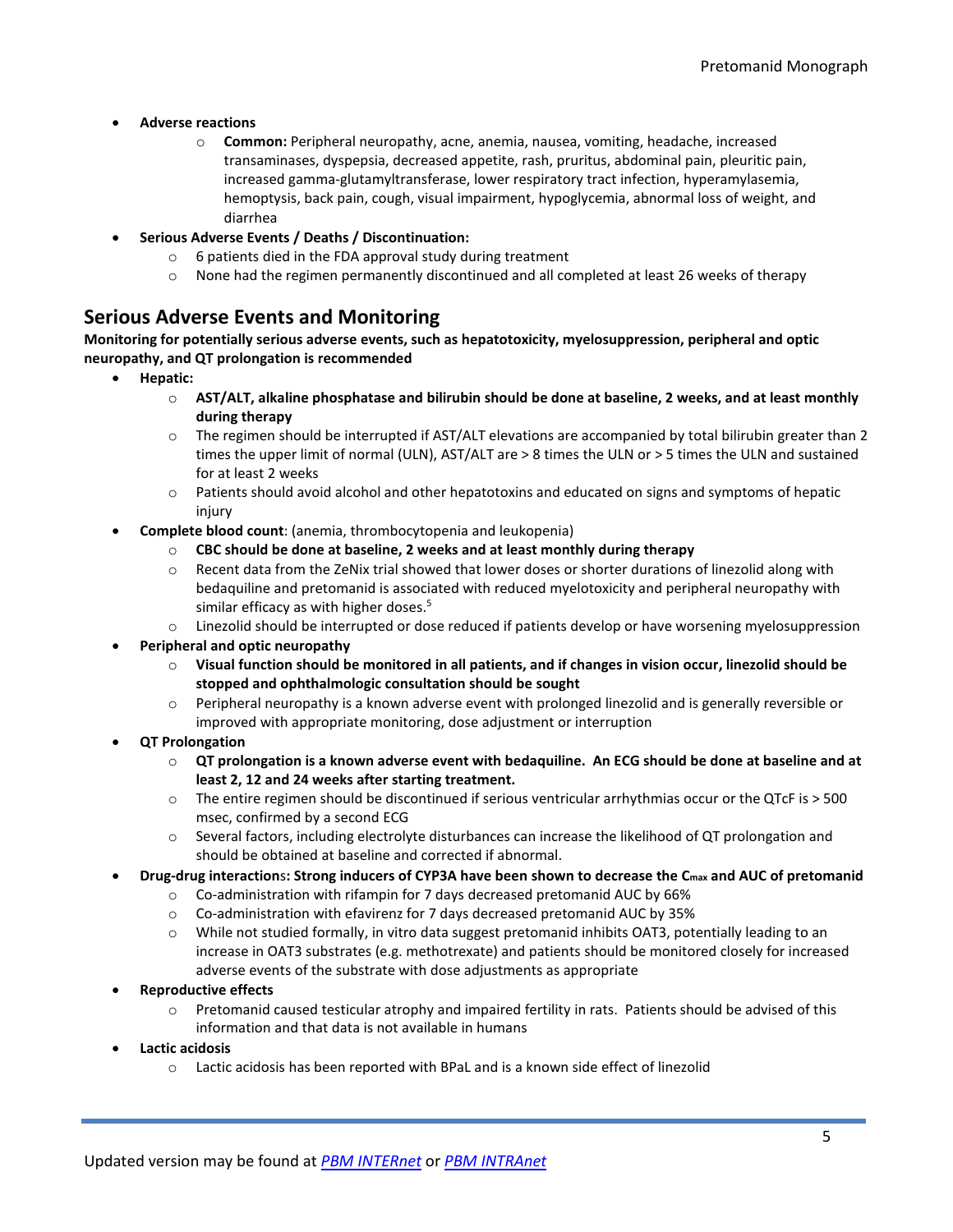- **Adverse reactions**
    - **Common:** Peripheral neuropathy, acne, anemia, nausea, vomiting, headache, increased transaminases, dyspepsia, decreased appetite, rash, pruritus, abdominal pain, pleuritic pain, increased gamma-glutamyltransferase, lower respiratory tract infection, hyperamylasemia, hemoptysis, back pain, cough, visual impairment, hypoglycemia, abnormal loss of weight, and diarrhea
- **Serious Adverse Events / Deaths / Discontinuation:**
    - 6 patients died in the FDA approval study during treatment
    - None had the regimen permanently discontinued and all completed at least 26 weeks of therapy

## Serious Adverse Events and Monitoring

**Monitoring for potentially serious adverse events, such as hepatotoxicity, myelosuppression, peripheral and optic neuropathy, and QT prolongation is recommended**

- **Hepatic:**
    - **AST/ALT, alkaline phosphatase and bilirubin should be done at baseline, 2 weeks, and at least monthly during therapy**
    - The regimen should be interrupted if AST/ALT elevations are accompanied by total bilirubin greater than 2 times the upper limit of normal (ULN), AST/ALT are > 8 times the ULN or > 5 times the ULN and sustained for at least 2 weeks
    - Patients should avoid alcohol and other hepatotoxins and educated on signs and symptoms of hepatic injury
- **Complete blood count**: (anemia, thrombocytopenia and leukopenia)
    - **CBC should be done at baseline, 2 weeks and at least monthly during therapy**
    - Recent data from the ZeNix trial showed that lower doses or shorter durations of linezolid along with bedaquiline and pretomanid is associated with reduced myelotoxicity and peripheral neuropathy with similar efficacy as with higher doses.[5]
    - Linezolid should be interrupted or dose reduced if patients develop or have worsening myelosuppression
- **Peripheral and optic neuropathy**
    - **Visual function should be monitored in all patients, and if changes in vision occur, linezolid should be stopped and ophthalmologic consultation should be sought**
    - Peripheral neuropathy is a known adverse event with prolonged linezolid and is generally reversible or improved with appropriate monitoring, dose adjustment or interruption
- **QT Prolongation**
    - **QT prolongation is a known adverse event with bedaquiline. An ECG should be done at baseline and at least 2, 12 and 24 weeks after starting treatment.**
    - The entire regimen should be discontinued if serious ventricular arrhythmias occur or the QTcF is > 500 msec, confirmed by a second ECG
    - Several factors, including electrolyte disturbances can increase the likelihood of QT prolongation and should be obtained at baseline and corrected if abnormal.
- **Drug-drug interactions: Strong inducers of CYP3A have been shown to decrease the $C_{max}$ and AUC of pretomanid**
    - Co-administration with rifampin for 7 days decreased pretomanid AUC by 66%
    - Co-administration with efavirenz for 7 days decreased pretomanid AUC by 35%
    - While not studied formally, in vitro data suggest pretomanid inhibits OAT3, potentially leading to an increase in OAT3 substrates (e.g. methotrexate) and patients should be monitored closely for increased adverse events of the substrate with dose adjustments as appropriate
- **Reproductive effects**
    - Pretomanid caused testicular atrophy and impaired fertility in rats. Patients should be advised of this information and that data is not available in humans
- **Lactic acidosis**
    - Lactic acidosis has been reported with BPaL and is a known side effect of linezolid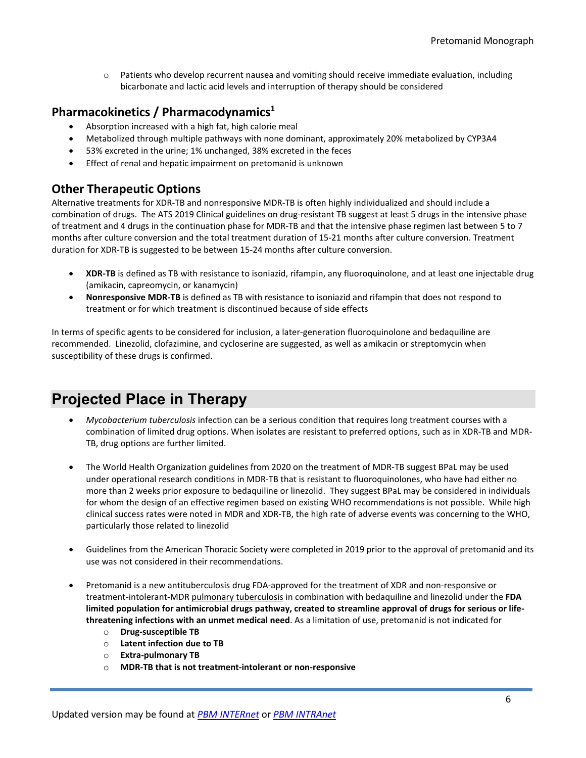- Patients who develop recurrent nausea and vomiting should receive immediate evaluation, including bicarbonate and lactic acid levels and interruption of therapy should be considered

## Pharmacokinetics / Pharmacodynamics[1]

- Absorption increased with a high fat, high calorie meal
- Metabolized through multiple pathways with none dominant, approximately 20% metabolized by CYP3A4
- 53% excreted in the urine; 1% unchanged, 38% excreted in the feces
- Effect of renal and hepatic impairment on pretomanid is unknown

## Other Therapeutic Options

Alternative treatments for XDR-TB and nonresponsive MDR-TB is often highly individualized and should include a combination of drugs. The ATS 2019 Clinical guidelines on drug-resistant TB suggest at least 5 drugs in the intensive phase of treatment and 4 drugs in the continuation phase for MDR-TB and that the intensive phase regimen last between 5 to 7 months after culture conversion and the total treatment duration of 15-21 months after culture conversion. Treatment duration for XDR-TB is suggested to be between 15-24 months after culture conversion.

- **XDR-TB** is defined as TB with resistance to isoniazid, rifampin, any fluoroquinolone, and at least one injectable drug (amikacin, capreomycin, or kanamycin)
- **Nonresponsive MDR-TB** is defined as TB with resistance to isoniazid and rifampin that does not respond to treatment or for which treatment is discontinued because of side effects

In terms of specific agents to be considered for inclusion, a later-generation fluoroquinolone and bedaquiline are recommended. Linezolid, clofazimine, and cycloserine are suggested, as well as amikacin or streptomycin when susceptibility of these drugs is confirmed.

# Projected Place in Therapy

- *Mycobacterium tuberculosis* infection can be a serious condition that requires long treatment courses with a combination of limited drug options. When isolates are resistant to preferred options, such as in XDR-TB and MDR-TB, drug options are further limited.

- The World Health Organization guidelines from 2020 on the treatment of MDR-TB suggest BPaL may be used under operational research conditions in MDR-TB that is resistant to fluoroquinolones, who have had either no more than 2 weeks prior exposure to bedaquiline or linezolid. They suggest BPaL may be considered in individuals for whom the design of an effective regimen based on existing WHO recommendations is not possible. While high clinical success rates were noted in MDR and XDR-TB, the high rate of adverse events was concerning to the WHO, particularly those related to linezolid

- Guidelines from the American Thoracic Society were completed in 2019 prior to the approval of pretomanid and its use was not considered in their recommendations.

- Pretomanid is a new antituberculosis drug FDA-approved for the treatment of XDR and non-responsive or treatment-intolerant-MDR pulmonary tuberculosis in combination with bedaquiline and linezolid under the **FDA limited population for antimicrobial drugs pathway, created to streamline approval of drugs for serious or life-threatening infections with an unmet medical need**. As a limitation of use, pretomanid is not indicated for
   - **Drug-susceptible TB**
   - **Latent infection due to TB**
   - **Extra-pulmonary TB**
   - **MDR-TB that is not treatment-intolerant or non-responsive**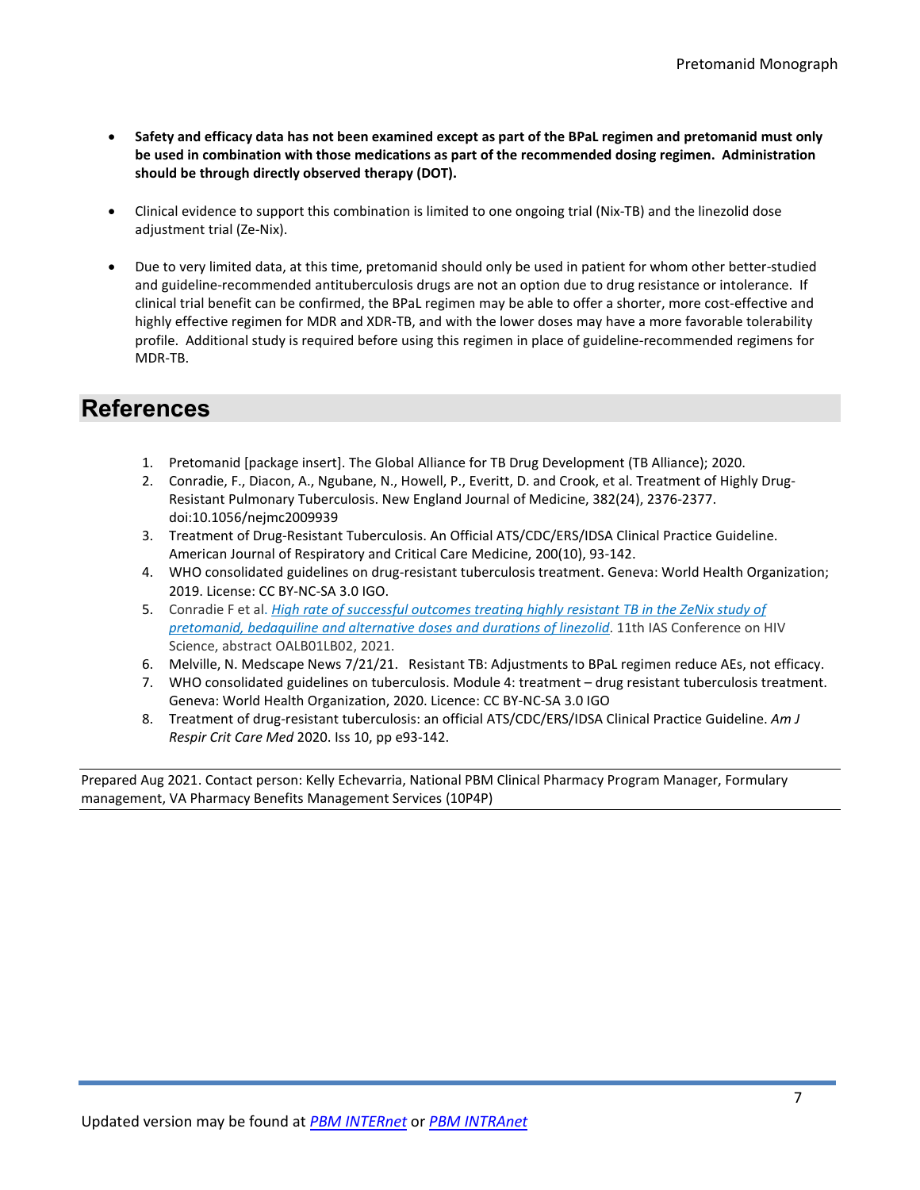- **Safety and efficacy data has not been examined except as part of the BPaL regimen and pretomanid must only be used in combination with those medications as part of the recommended dosing regimen. Administration should be through directly observed therapy (DOT).**

- Clinical evidence to support this combination is limited to one ongoing trial (Nix-TB) and the linezolid dose adjustment trial (Ze-Nix).

- Due to very limited data, at this time, pretomanid should only be used in patient for whom other better-studied and guideline-recommended antituberculosis drugs are not an option due to drug resistance or intolerance. If clinical trial benefit can be confirmed, the BPaL regimen may be able to offer a shorter, more cost-effective and highly effective regimen for MDR and XDR-TB, and with the lower doses may have a more favorable tolerability profile. Additional study is required before using this regimen in place of guideline-recommended regimens for MDR-TB.

# References

1. Pretomanid [package insert]. The Global Alliance for TB Drug Development (TB Alliance); 2020.
2. Conradie, F., Diacon, A., Ngubane, N., Howell, P., Everitt, D. and Crook, et al. Treatment of Highly Drug-Resistant Pulmonary Tuberculosis. New England Journal of Medicine, 382(24), 2376-2377. doi:10.1056/nejmc2009939
3. Treatment of Drug-Resistant Tuberculosis. An Official ATS/CDC/ERS/IDSA Clinical Practice Guideline. American Journal of Respiratory and Critical Care Medicine, 200(10), 93-142.
4. WHO consolidated guidelines on drug-resistant tuberculosis treatment. Geneva: World Health Organization; 2019. License: CC BY-NC-SA 3.0 IGO.
5. Conradie F et al. High rate of successful outcomes treating highly resistant TB in the ZeNix study of pretomanid, bedaquiline and alternative doses and durations of linezolid. 11th IAS Conference on HIV Science, abstract OALB01LB02, 2021.
6. Melville, N. Medscape News 7/21/21. Resistant TB: Adjustments to BPaL regimen reduce AEs, not efficacy.
7. WHO consolidated guidelines on tuberculosis. Module 4: treatment – drug resistant tuberculosis treatment. Geneva: World Health Organization, 2020. Licence: CC BY-NC-SA 3.0 IGO
8. Treatment of drug-resistant tuberculosis: an official ATS/CDC/ERS/IDSA Clinical Practice Guideline. *Am J Respir Crit Care Med* 2020. Iss 10, pp e93-142.

Prepared Aug 2021. Contact person: Kelly Echevarria, National PBM Clinical Pharmacy Program Manager, Formulary management, VA Pharmacy Benefits Management Services (10P4P)

Updated version may be found at PBM INTERnet or PBM INTRAnet